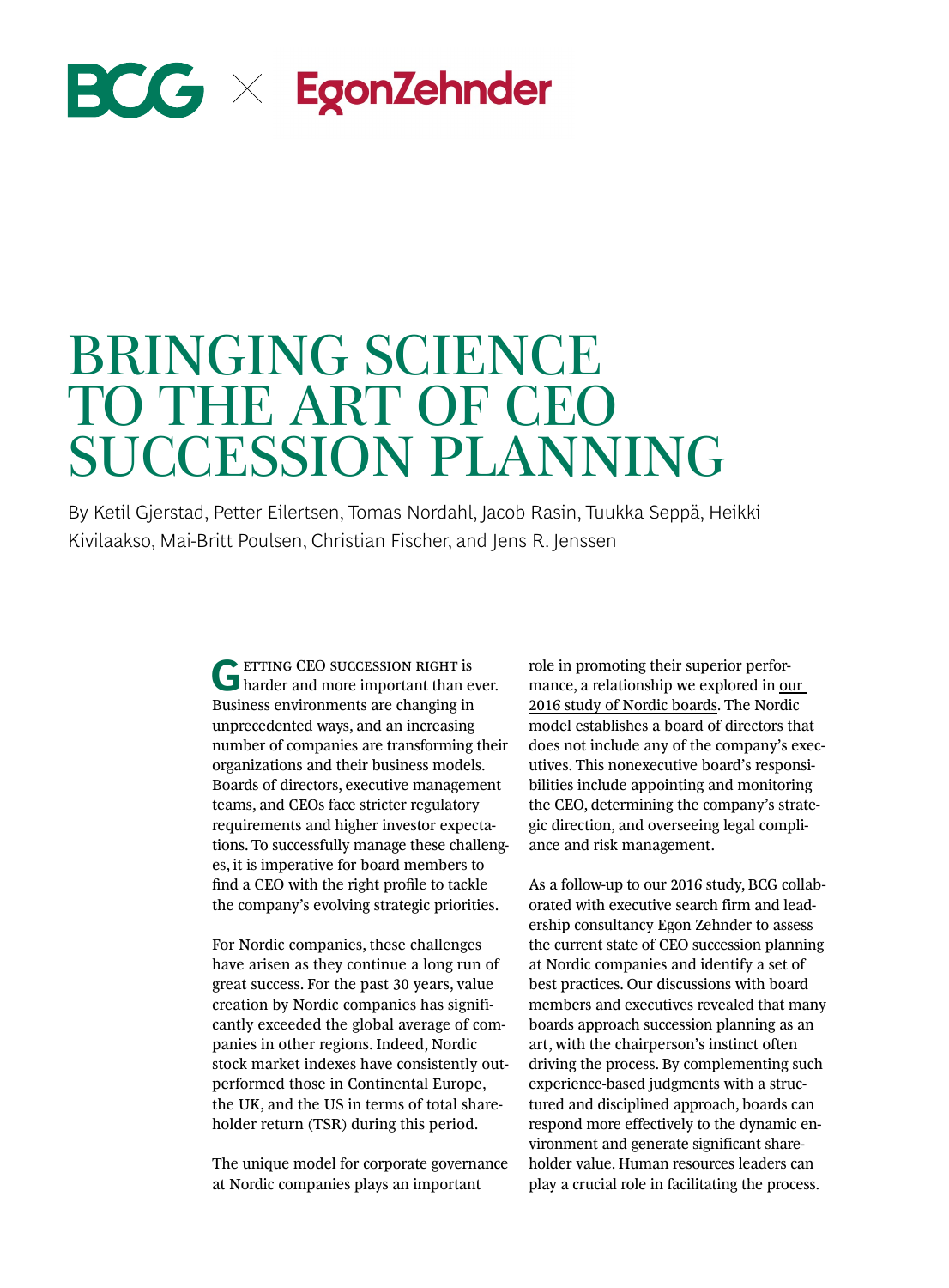BCG × EgonZehnder

# BRINGING SCIENCE TO THE ART OF CEO SUCCESSION PLANNING

By Ketil Gjerstad, Petter Eilertsen, Tomas Nordahl, Jacob Rasin, Tuukka Seppä, Heikki Kivilaakso, Mai-Britt Poulsen, Christian Fischer, and Jens R. Jenssen

Getting CEO succession right is harder and more important than ever. Business environments are changing in unprecedented ways, and an increasing number of companies are transforming their organizations and their business models. Boards of directors, executive management teams, and CEOs face stricter regulatory requirements and higher investor expectations. To successfully manage these challenges, it is imperative for board members to find a CEO with the right profile to tackle the company's evolving strategic priorities.

For Nordic companies, these challenges have arisen as they continue a long run of great success. For the past 30 years, value creation by Nordic companies has significantly exceeded the global average of companies in other regions. Indeed, Nordic stock market indexes have consistently outperformed those in Continental Europe, the UK, and the US in terms of total shareholder return (TSR) during this period.

The unique model for corporate governance at Nordic companies plays an important role in promoting their superior performance, a relationship we explored in our 2016 study of Nordic boards. The Nordic model establishes a board of directors that does not include any of the company's executives. This nonexecutive board's responsibilities include appointing and monitoring the CEO, determining the company's strategic direction, and overseeing legal compliance and risk management.

As a follow-up to our 2016 study, BCG collaborated with executive search firm and leadership consultancy Egon Zehnder to assess the current state of CEO succession planning at Nordic companies and identify a set of best practices. Our discussions with board members and executives revealed that many boards approach succession planning as an art, with the chairperson's instinct often driving the process. By complementing such experience-based judgments with a structured and disciplined approach, boards can respond more effectively to the dynamic environment and generate significant shareholder value. Human resources leaders can play a crucial role in facilitating the process.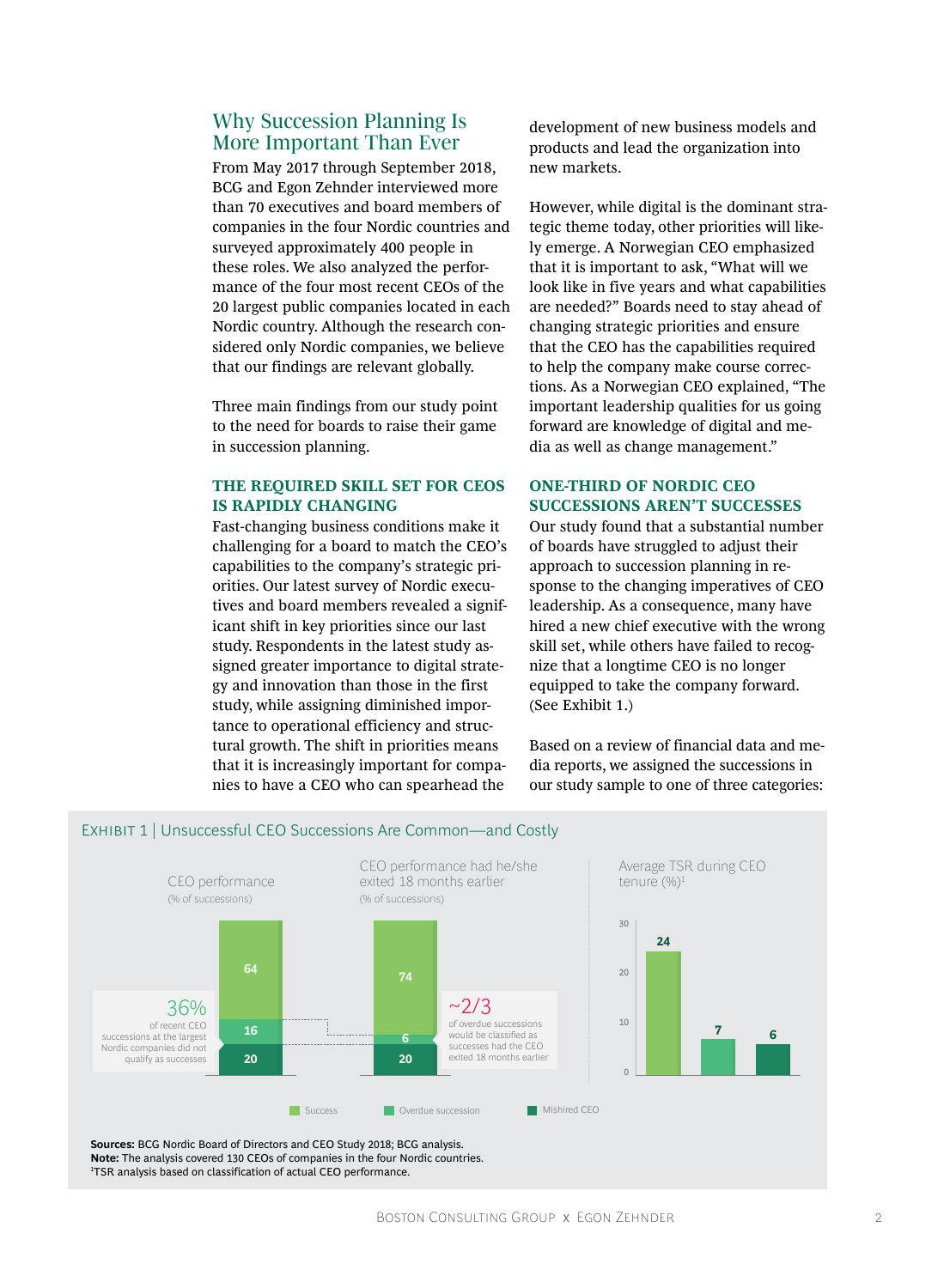## Why Succession Planning Is More Important Than Ever

From May 2017 through September 2018, BCG and Egon Zehnder interviewed more than 70 executives and board members of companies in the four Nordic countries and surveyed approximately 400 people in these roles. We also analyzed the performance of the four most recent CEOs of the 20 largest public companies located in each Nordic country. Although the research considered only Nordic companies, we believe that our findings are relevant globally.

Three main findings from our study point to the need for boards to raise their game in succession planning.

### THE REQUIRED SKILL SET FOR CEOS IS RAPIDLY CHANGING

Fast-changing business conditions make it challenging for a board to match the CEO's capabilities to the company's strategic priorities. Our latest survey of Nordic executives and board members revealed a significant shift in key priorities since our last study. Respondents in the latest study assigned greater importance to digital strategy and innovation than those in the first study, while assigning diminished importance to operational efficiency and structural growth. The shift in priorities means that it is increasingly important for companies to have a CEO who can spearhead the development of new business models and products and lead the organization into new markets.

However, while digital is the dominant strategic theme today, other priorities will likely emerge. A Norwegian CEO emphasized that it is important to ask, "What will we look like in five years and what capabilities are needed?" Boards need to stay ahead of changing strategic priorities and ensure that the CEO has the capabilities required to help the company make course corrections. As a Norwegian CEO explained, "The important leadership qualities for us going forward are knowledge of digital and media as well as change management."

### ONE-THIRD OF NORDIC CEO SUCCESSIONS AREN'T SUCCESSES

Our study found that a substantial number of boards have struggled to adjust their approach to succession planning in response to the changing imperatives of CEO leadership. As a consequence, many have hired a new chief executive with the wrong skill set, while others have failed to recognize that a longtime CEO is no longer equipped to take the company forward. (See Exhibit 1.)

Based on a review of financial data and media reports, we assigned the successions in our study sample to one of three categories:

EXHIBIT 1 | Unsuccessful CEO Successions Are Common—and Costly

**CEO performance** (% of successions)

| Category | % of successions |
|---|---|
| Success | 64 |
| Overdue succession | 16 |
| Mishired CEO | 20 |

36% of recent CEO successions at the largest Nordic companies did not qualify as successes

**CEO performance had he/she exited 18 months earlier** (% of successions)

| Category | % of successions |
|---|---|
| Success | 74 |
| Overdue succession | 6 |
| Mishired CEO | 20 |

~2/3 of overdue successions would be classified as successes had the CEO exited 18 months earlier

**Average TSR during CEO tenure (%)**[1]

| Category | Average TSR (%) |
|---|---|
| Success | 24 |
| Overdue succession | 7 |
| Mishired CEO | 6 |

**Sources:** BCG Nordic Board of Directors and CEO Study 2018; BCG analysis.
**Note:** The analysis covered 130 CEOs of companies in the four Nordic countries.
[1]TSR analysis based on classification of actual CEO performance.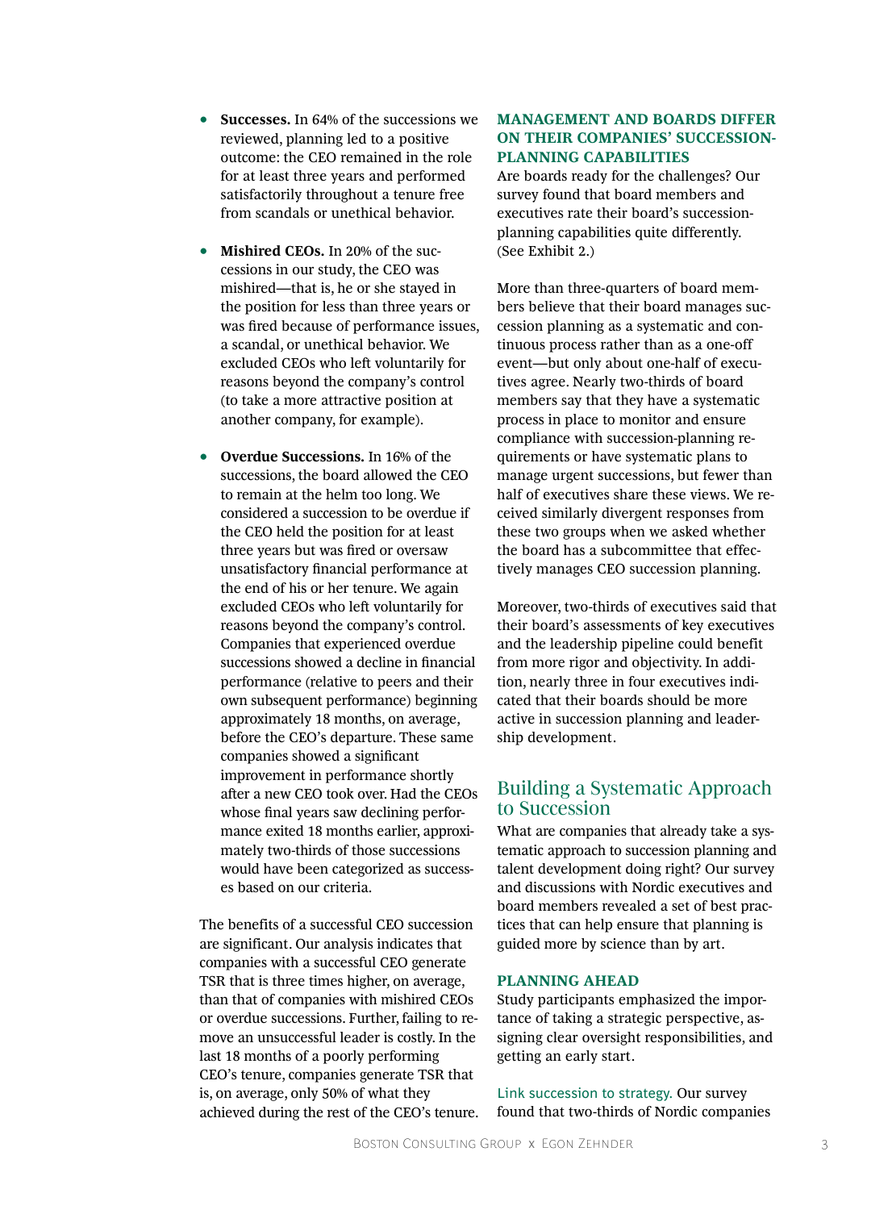- **Successes.** In 64% of the successions we reviewed, planning led to a positive outcome: the CEO remained in the role for at least three years and performed satisfactorily throughout a tenure free from scandals or unethical behavior.

- **Mishired CEOs.** In 20% of the successions in our study, the CEO was mishired—that is, he or she stayed in the position for less than three years or was fired because of performance issues, a scandal, or unethical behavior. We excluded CEOs who left voluntarily for reasons beyond the company's control (to take a more attractive position at another company, for example).

- **Overdue Successions.** In 16% of the successions, the board allowed the CEO to remain at the helm too long. We considered a succession to be overdue if the CEO held the position for at least three years but was fired or oversaw unsatisfactory financial performance at the end of his or her tenure. We again excluded CEOs who left voluntarily for reasons beyond the company's control. Companies that experienced overdue successions showed a decline in financial performance (relative to peers and their own subsequent performance) beginning approximately 18 months, on average, before the CEO's departure. These same companies showed a significant improvement in performance shortly after a new CEO took over. Had the CEOs whose final years saw declining performance exited 18 months earlier, approximately two-thirds of those successions would have been categorized as successes based on our criteria.

The benefits of a successful CEO succession are significant. Our analysis indicates that companies with a successful CEO generate TSR that is three times higher, on average, than that of companies with mishired CEOs or overdue successions. Further, failing to remove an unsuccessful leader is costly. In the last 18 months of a poorly performing CEO's tenure, companies generate TSR that is, on average, only 50% of what they achieved during the rest of the CEO's tenure.

### MANAGEMENT AND BOARDS DIFFER ON THEIR COMPANIES' SUCCESSION-PLANNING CAPABILITIES

Are boards ready for the challenges? Our survey found that board members and executives rate their board's succession-planning capabilities quite differently. (See Exhibit 2.)

More than three-quarters of board members believe that their board manages succession planning as a systematic and continuous process rather than as a one-off event—but only about one-half of executives agree. Nearly two-thirds of board members say that they have a systematic process in place to monitor and ensure compliance with succession-planning requirements or have systematic plans to manage urgent successions, but fewer than half of executives share these views. We received similarly divergent responses from these two groups when we asked whether the board has a subcommittee that effectively manages CEO succession planning.

Moreover, two-thirds of executives said that their board's assessments of key executives and the leadership pipeline could benefit from more rigor and objectivity. In addition, nearly three in four executives indicated that their boards should be more active in succession planning and leadership development.

## Building a Systematic Approach to Succession

What are companies that already take a systematic approach to succession planning and talent development doing right? Our survey and discussions with Nordic executives and board members revealed a set of best practices that can help ensure that planning is guided more by science than by art.

### PLANNING AHEAD

Study participants emphasized the importance of taking a strategic perspective, assigning clear oversight responsibilities, and getting an early start.

Link succession to strategy. Our survey found that two-thirds of Nordic companies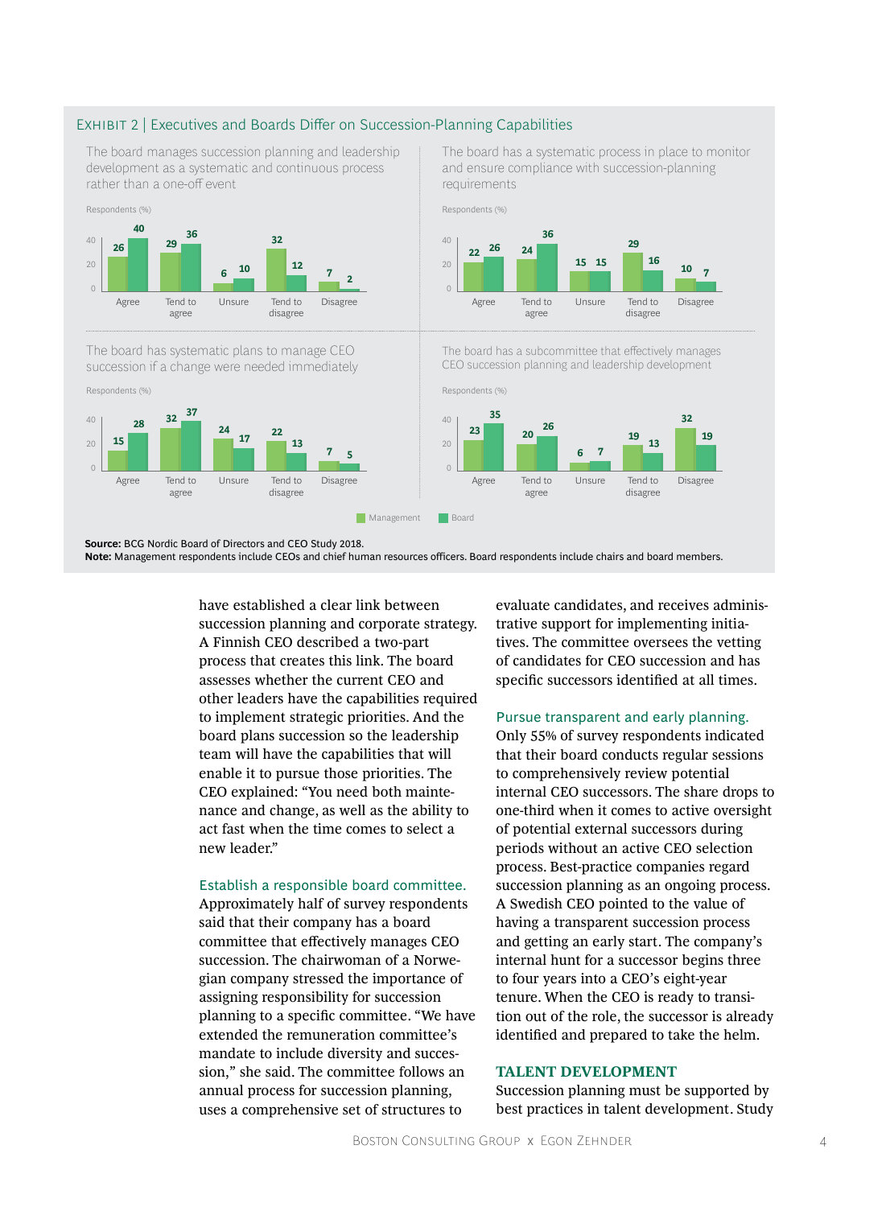EXHIBIT 2 | Executives and Boards Differ on Succession-Planning Capabilities

The board manages succession planning and leadership development as a systematic and continuous process rather than a one-off event

Respondents (%)

| | Agree | Tend to agree | Unsure | Tend to disagree | Disagree |
|---|---|---|---|---|---|
| Management | 26 | 29 | 6 | 32 | 7 |
| Board | 40 | 36 | 10 | 12 | 2 |

The board has a systematic process in place to monitor and ensure compliance with succession-planning requirements

Respondents (%)

| | Agree | Tend to agree | Unsure | Tend to disagree | Disagree |
|---|---|---|---|---|---|
| Management | 22 | 24 | 15 | 29 | 10 |
| Board | 26 | 36 | 15 | 16 | 7 |

The board has systematic plans to manage CEO succession if a change were needed immediately

Respondents (%)

| | Agree | Tend to agree | Unsure | Tend to disagree | Disagree |
|---|---|---|---|---|---|
| Management | 15 | 32 | 24 | 22 | 7 |
| Board | 28 | 37 | 17 | 13 | 5 |

The board has a subcommittee that effectively manages CEO succession planning and leadership development

Respondents (%)

| | Agree | Tend to agree | Unsure | Tend to disagree | Disagree |
|---|---|---|---|---|---|
| Management | 23 | 20 | 6 | 19 | 32 |
| Board | 35 | 26 | 7 | 13 | 19 |

**Source:** BCG Nordic Board of Directors and CEO Study 2018.
**Note:** Management respondents include CEOs and chief human resources officers. Board respondents include chairs and board members.

have established a clear link between succession planning and corporate strategy. A Finnish CEO described a two-part process that creates this link. The board assesses whether the current CEO and other leaders have the capabilities required to implement strategic priorities. And the board plans succession so the leadership team will have the capabilities that will enable it to pursue those priorities. The CEO explained: "You need both maintenance and change, as well as the ability to act fast when the time comes to select a new leader."

**Establish a responsible board committee.** Approximately half of survey respondents said that their company has a board committee that effectively manages CEO succession. The chairwoman of a Norwegian company stressed the importance of assigning responsibility for succession planning to a specific committee. "We have extended the remuneration committee's mandate to include diversity and succession," she said. The committee follows an annual process for succession planning, uses a comprehensive set of structures to evaluate candidates, and receives administrative support for implementing initiatives. The committee oversees the vetting of candidates for CEO succession and has specific successors identified at all times.

**Pursue transparent and early planning.** Only 55% of survey respondents indicated that their board conducts regular sessions to comprehensively review potential internal CEO successors. The share drops to one-third when it comes to active oversight of potential external successors during periods without an active CEO selection process. Best-practice companies regard succession planning as an ongoing process. A Swedish CEO pointed to the value of having a transparent succession process and getting an early start. The company's internal hunt for a successor begins three to four years into a CEO's eight-year tenure. When the CEO is ready to transition out of the role, the successor is already identified and prepared to take the helm.

## TALENT DEVELOPMENT

Succession planning must be supported by best practices in talent development. Study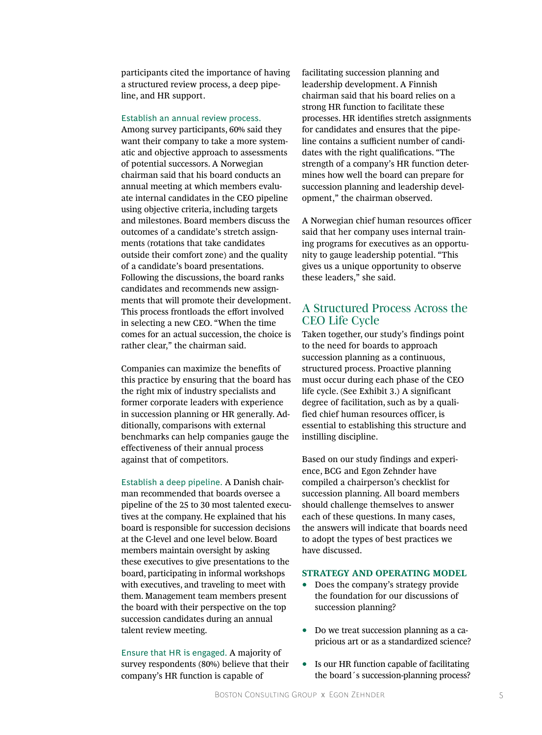participants cited the importance of having a structured review process, a deep pipeline, and HR support.

**Establish an annual review process.** Among survey participants, 60% said they want their company to take a more systematic and objective approach to assessments of potential successors. A Norwegian chairman said that his board conducts an annual meeting at which members evaluate internal candidates in the CEO pipeline using objective criteria, including targets and milestones. Board members discuss the outcomes of a candidate's stretch assignments (rotations that take candidates outside their comfort zone) and the quality of a candidate's board presentations. Following the discussions, the board ranks candidates and recommends new assignments that will promote their development. This process frontloads the effort involved in selecting a new CEO. "When the time comes for an actual succession, the choice is rather clear," the chairman said.

Companies can maximize the benefits of this practice by ensuring that the board has the right mix of industry specialists and former corporate leaders with experience in succession planning or HR generally. Additionally, comparisons with external benchmarks can help companies gauge the effectiveness of their annual process against that of competitors.

**Establish a deep pipeline.** A Danish chairman recommended that boards oversee a pipeline of the 25 to 30 most talented executives at the company. He explained that his board is responsible for succession decisions at the C-level and one level below. Board members maintain oversight by asking these executives to give presentations to the board, participating in informal workshops with executives, and traveling to meet with them. Management team members present the board with their perspective on the top succession candidates during an annual talent review meeting.

**Ensure that HR is engaged.** A majority of survey respondents (80%) believe that their company's HR function is capable of facilitating succession planning and leadership development. A Finnish chairman said that his board relies on a strong HR function to facilitate these processes. HR identifies stretch assignments for candidates and ensures that the pipeline contains a sufficient number of candidates with the right qualifications. "The strength of a company's HR function determines how well the board can prepare for succession planning and leadership development," the chairman observed.

A Norwegian chief human resources officer said that her company uses internal training programs for executives as an opportunity to gauge leadership potential. "This gives us a unique opportunity to observe these leaders," she said.

## A Structured Process Across the CEO Life Cycle

Taken together, our study's findings point to the need for boards to approach succession planning as a continuous, structured process. Proactive planning must occur during each phase of the CEO life cycle. (See Exhibit 3.) A significant degree of facilitation, such as by a qualified chief human resources officer, is essential to establishing this structure and instilling discipline.

Based on our study findings and experience, BCG and Egon Zehnder have compiled a chairperson's checklist for succession planning. All board members should challenge themselves to answer each of these questions. In many cases, the answers will indicate that boards need to adopt the types of best practices we have discussed.

### STRATEGY AND OPERATING MODEL

- Does the company's strategy provide the foundation for our discussions of succession planning?
- Do we treat succession planning as a capricious art or as a standardized science?
- Is our HR function capable of facilitating the board´s succession-planning process?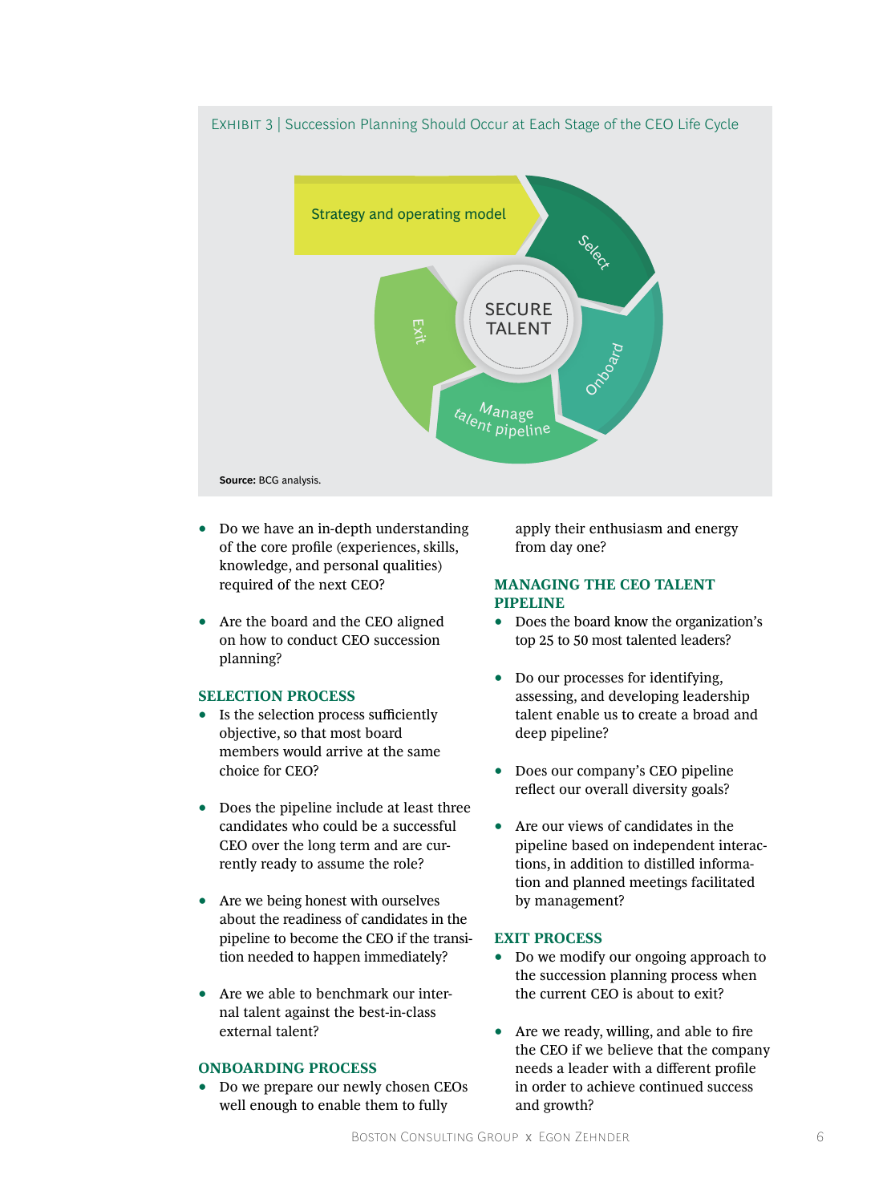EXHIBIT 3 | Succession Planning Should Occur at Each Stage of the CEO Life Cycle

Strategy and operating model

Select

Onboard

Manage talent pipeline

Exit

SECURE TALENT

**Source:** BCG analysis.

- Do we have an in-depth understanding of the core profile (experiences, skills, knowledge, and personal qualities) required of the next CEO?
- Are the board and the CEO aligned on how to conduct CEO succession planning?

### SELECTION PROCESS

- Is the selection process sufficiently objective, so that most board members would arrive at the same choice for CEO?
- Does the pipeline include at least three candidates who could be a successful CEO over the long term and are currently ready to assume the role?
- Are we being honest with ourselves about the readiness of candidates in the pipeline to become the CEO if the transition needed to happen immediately?
- Are we able to benchmark our internal talent against the best-in-class external talent?

### ONBOARDING PROCESS

- Do we prepare our newly chosen CEOs well enough to enable them to fully apply their enthusiasm and energy from day one?

### MANAGING THE CEO TALENT PIPELINE

- Does the board know the organization's top 25 to 50 most talented leaders?
- Do our processes for identifying, assessing, and developing leadership talent enable us to create a broad and deep pipeline?
- Does our company's CEO pipeline reflect our overall diversity goals?
- Are our views of candidates in the pipeline based on independent interactions, in addition to distilled information and planned meetings facilitated by management?

### EXIT PROCESS

- Do we modify our ongoing approach to the succession planning process when the current CEO is about to exit?
- Are we ready, willing, and able to fire the CEO if we believe that the company needs a leader with a different profile in order to achieve continued success and growth?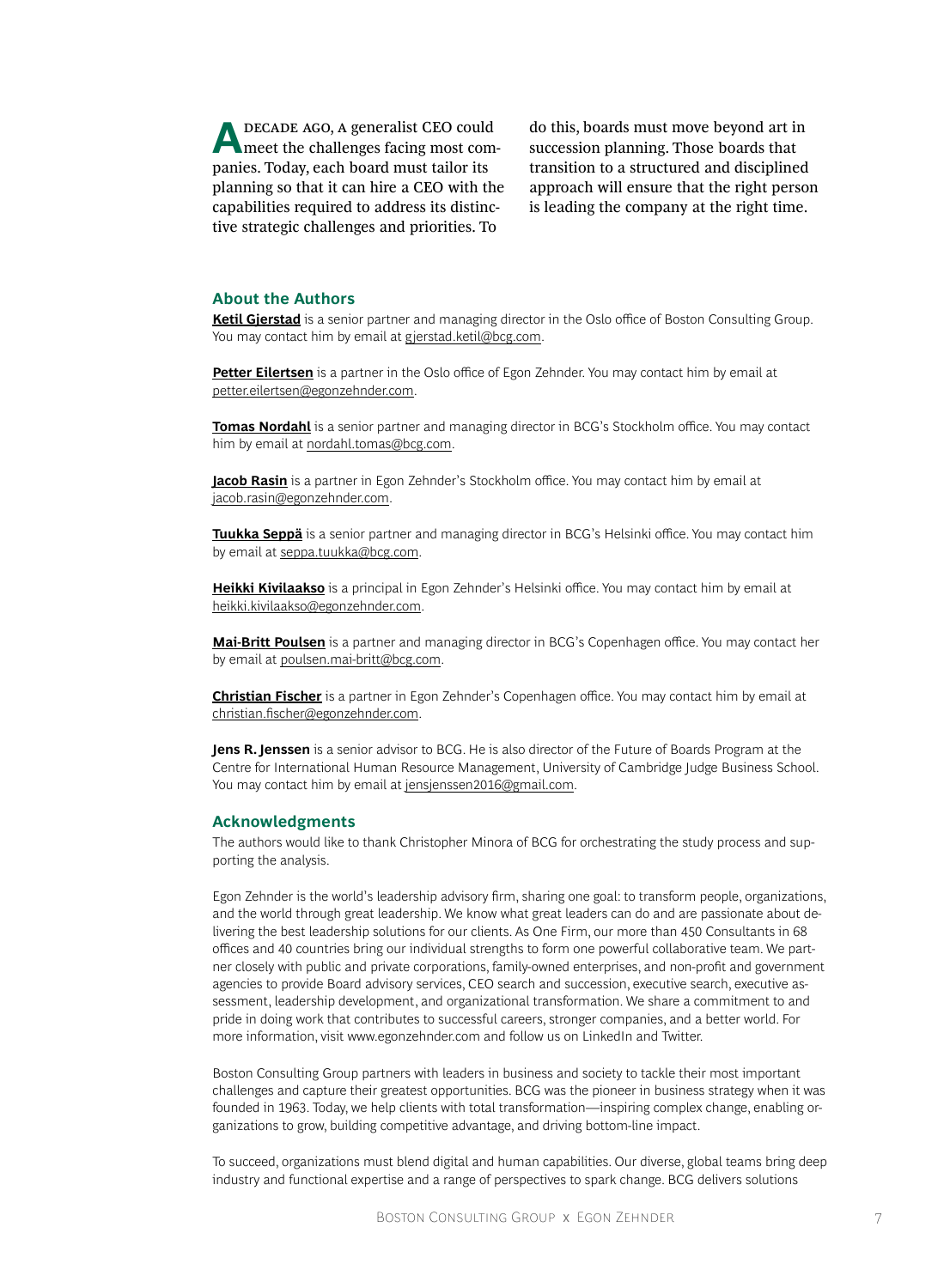A decade ago, a generalist CEO could meet the challenges facing most companies. Today, each board must tailor its planning so that it can hire a CEO with the capabilities required to address its distinctive strategic challenges and priorities. To do this, boards must move beyond art in succession planning. Those boards that transition to a structured and disciplined approach will ensure that the right person is leading the company at the right time.

## About the Authors

**Ketil Gjerstad** is a senior partner and managing director in the Oslo office of Boston Consulting Group. You may contact him by email at gjerstad.ketil@bcg.com.

**Petter Eilertsen** is a partner in the Oslo office of Egon Zehnder. You may contact him by email at petter.eilertsen@egonzehnder.com.

**Tomas Nordahl** is a senior partner and managing director in BCG's Stockholm office. You may contact him by email at nordahl.tomas@bcg.com.

**Jacob Rasin** is a partner in Egon Zehnder's Stockholm office. You may contact him by email at jacob.rasin@egonzehnder.com.

**Tuukka Seppä** is a senior partner and managing director in BCG's Helsinki office. You may contact him by email at seppa.tuukka@bcg.com.

**Heikki Kivilaakso** is a principal in Egon Zehnder's Helsinki office. You may contact him by email at heikki.kivilaakso@egonzehnder.com.

**Mai-Britt Poulsen** is a partner and managing director in BCG's Copenhagen office. You may contact her by email at poulsen.mai-britt@bcg.com.

**Christian Fischer** is a partner in Egon Zehnder's Copenhagen office. You may contact him by email at christian.fischer@egonzehnder.com.

**Jens R. Jenssen** is a senior advisor to BCG. He is also director of the Future of Boards Program at the Centre for International Human Resource Management, University of Cambridge Judge Business School. You may contact him by email at jensjenssen2016@gmail.com.

## Acknowledgments

The authors would like to thank Christopher Minora of BCG for orchestrating the study process and supporting the analysis.

Egon Zehnder is the world's leadership advisory firm, sharing one goal: to transform people, organizations, and the world through great leadership. We know what great leaders can do and are passionate about delivering the best leadership solutions for our clients. As One Firm, our more than 450 Consultants in 68 offices and 40 countries bring our individual strengths to form one powerful collaborative team. We partner closely with public and private corporations, family-owned enterprises, and non-profit and government agencies to provide Board advisory services, CEO search and succession, executive search, executive assessment, leadership development, and organizational transformation. We share a commitment to and pride in doing work that contributes to successful careers, stronger companies, and a better world. For more information, visit www.egonzehnder.com and follow us on LinkedIn and Twitter.

Boston Consulting Group partners with leaders in business and society to tackle their most important challenges and capture their greatest opportunities. BCG was the pioneer in business strategy when it was founded in 1963. Today, we help clients with total transformation—inspiring complex change, enabling organizations to grow, building competitive advantage, and driving bottom-line impact.

To succeed, organizations must blend digital and human capabilities. Our diverse, global teams bring deep industry and functional expertise and a range of perspectives to spark change. BCG delivers solutions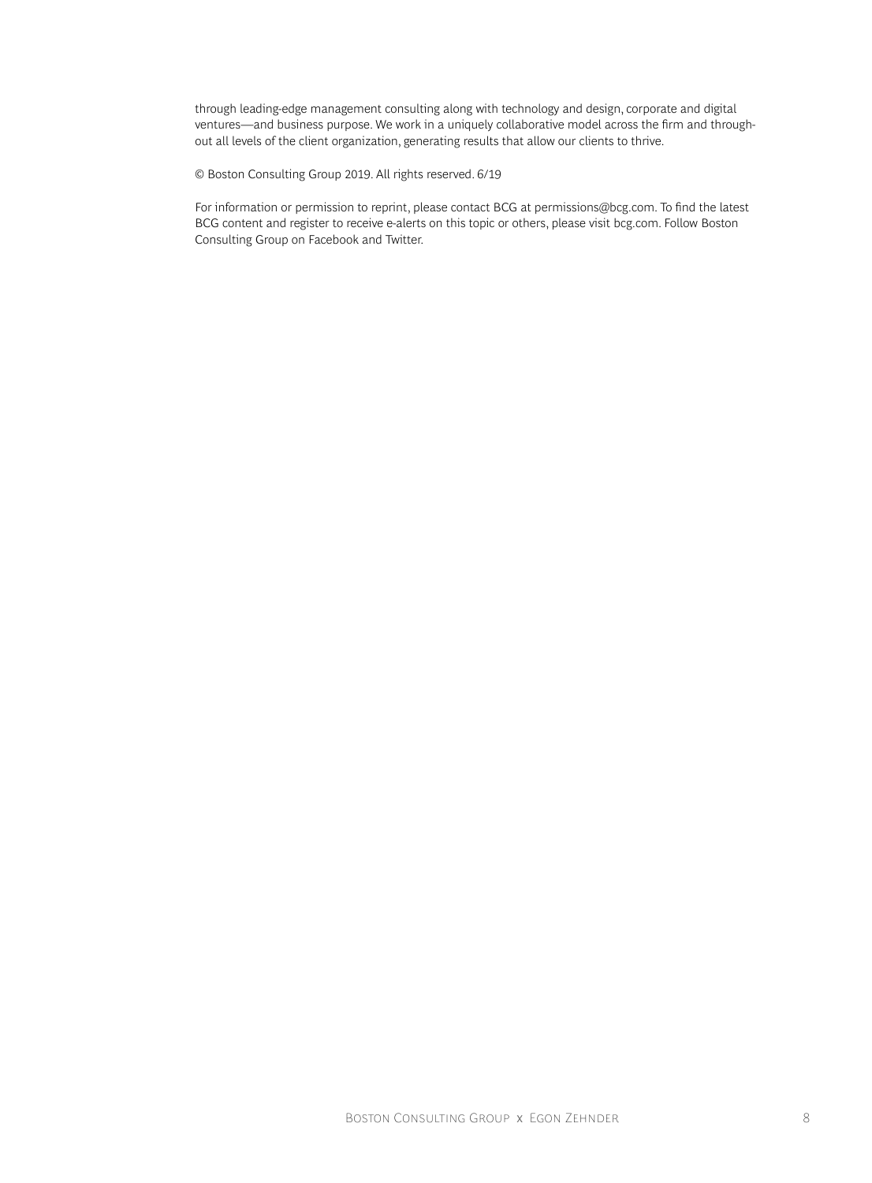through leading-edge management consulting along with technology and design, corporate and digital ventures—and business purpose. We work in a uniquely collaborative model across the firm and throughout all levels of the client organization, generating results that allow our clients to thrive.

© Boston Consulting Group 2019. All rights reserved. 6/19

For information or permission to reprint, please contact BCG at permissions@bcg.com. To find the latest BCG content and register to receive e-alerts on this topic or others, please visit bcg.com. Follow Boston Consulting Group on Facebook and Twitter.